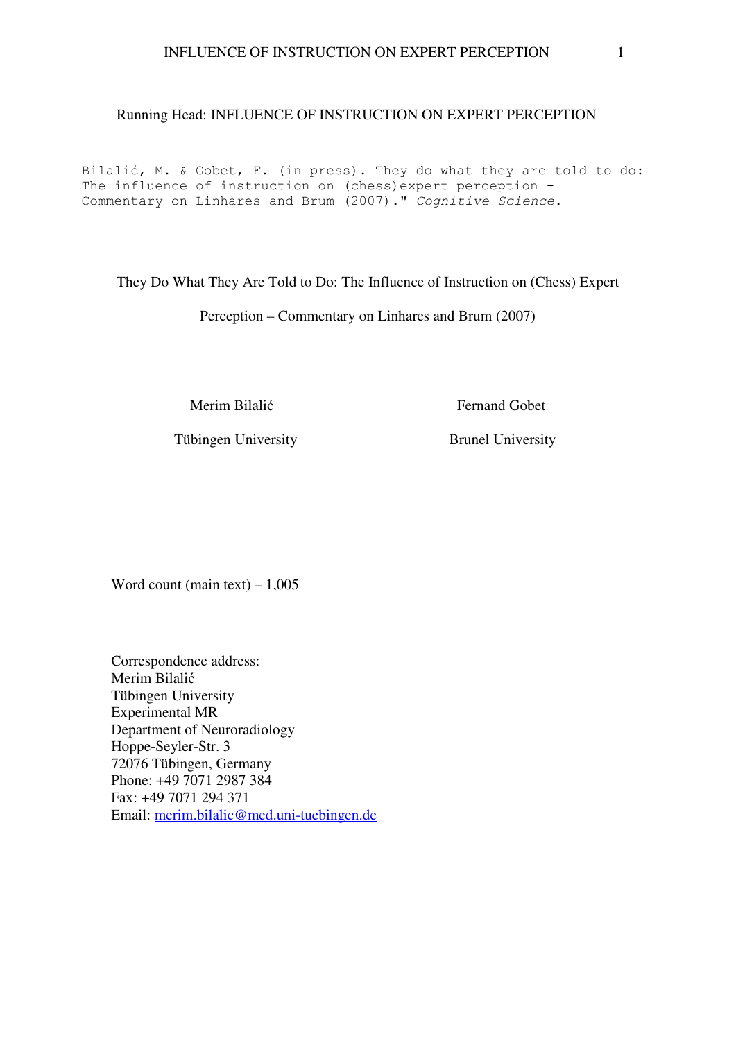Running Head: INFLUENCE OF INSTRUCTION ON EXPERT PERCEPTION

```
Bilalić, M. & Gobet, F. (in press). They do what they are told to do:
The influence of instruction on (chess)expert perception -
Commentary on Linhares and Brum (2007)." Cognitive Science.
```

# They Do What They Are Told to Do: The Influence of Instruction on (Chess) Expert Perception – Commentary on Linhares and Brum (2007)

Merim Bilalić
Tübingen University

Fernand Gobet
Brunel University

Word count (main text) – 1,005

Correspondence address:
Merim Bilalić
Tübingen University
Experimental MR
Department of Neuroradiology
Hoppe-Seyler-Str. 3
72076 Tübingen, Germany
Phone: +49 7071 2987 384
Fax: +49 7071 294 371
Email: merim.bilalic@med.uni-tuebingen.de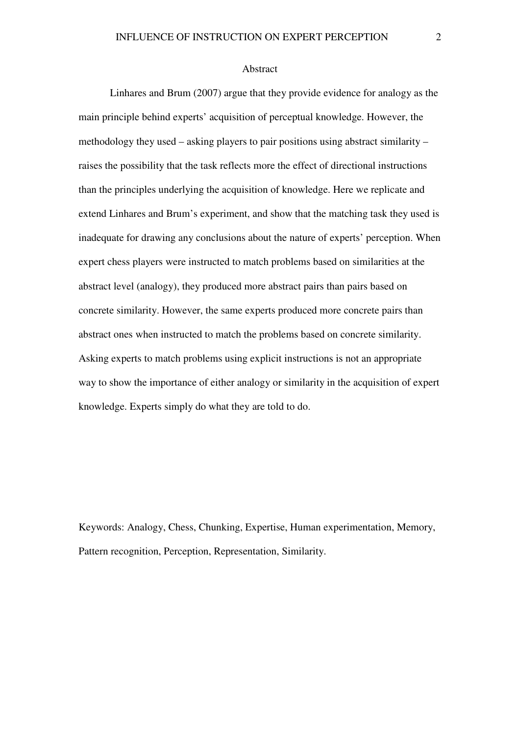## Abstract

Linhares and Brum (2007) argue that they provide evidence for analogy as the main principle behind experts' acquisition of perceptual knowledge. However, the methodology they used – asking players to pair positions using abstract similarity – raises the possibility that the task reflects more the effect of directional instructions than the principles underlying the acquisition of knowledge. Here we replicate and extend Linhares and Brum's experiment, and show that the matching task they used is inadequate for drawing any conclusions about the nature of experts' perception. When expert chess players were instructed to match problems based on similarities at the abstract level (analogy), they produced more abstract pairs than pairs based on concrete similarity. However, the same experts produced more concrete pairs than abstract ones when instructed to match the problems based on concrete similarity. Asking experts to match problems using explicit instructions is not an appropriate way to show the importance of either analogy or similarity in the acquisition of expert knowledge. Experts simply do what they are told to do.

Keywords: Analogy, Chess, Chunking, Expertise, Human experimentation, Memory, Pattern recognition, Perception, Representation, Similarity.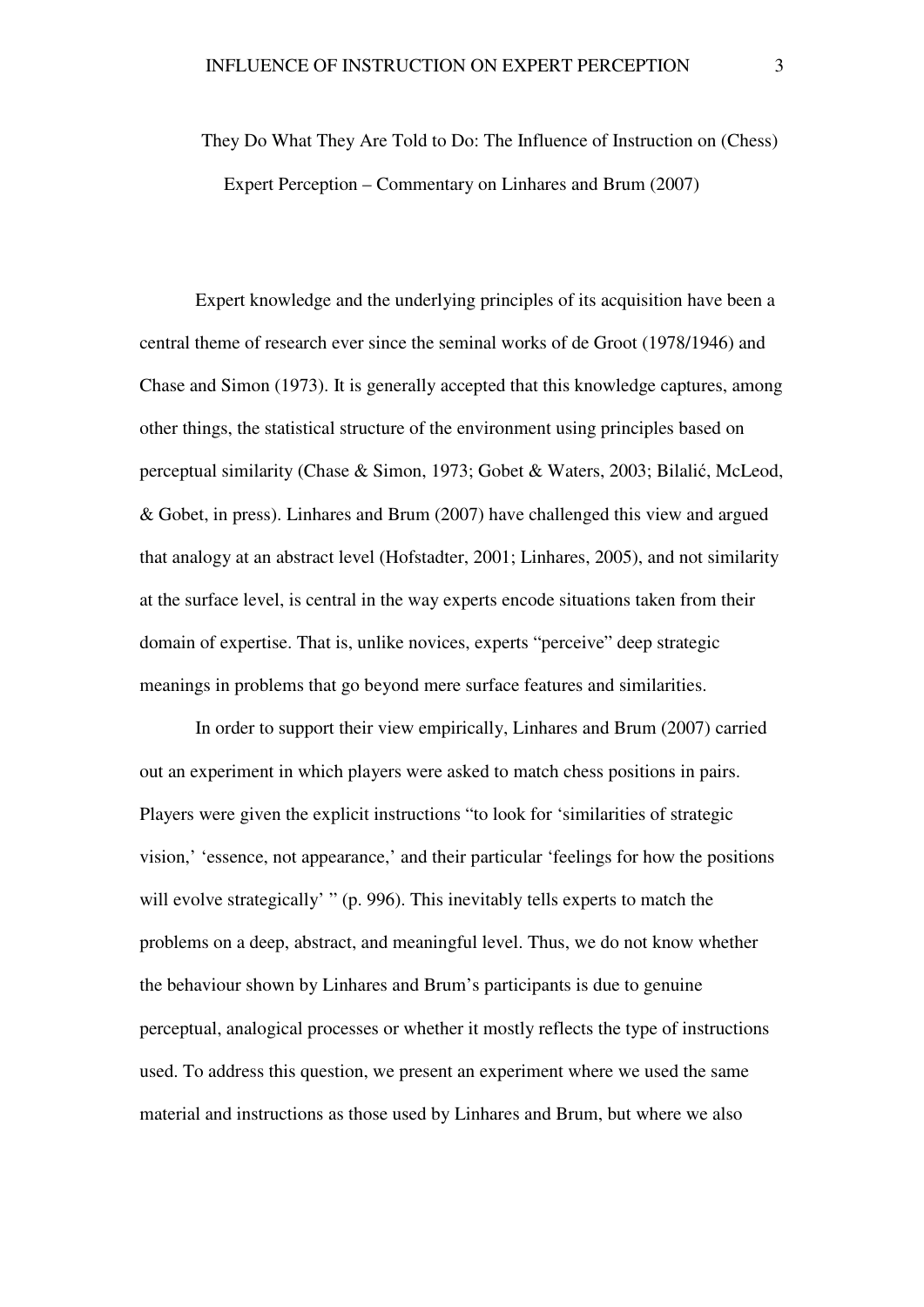# They Do What They Are Told to Do: The Influence of Instruction on (Chess) Expert Perception – Commentary on Linhares and Brum (2007)

Expert knowledge and the underlying principles of its acquisition have been a central theme of research ever since the seminal works of de Groot (1978/1946) and Chase and Simon (1973). It is generally accepted that this knowledge captures, among other things, the statistical structure of the environment using principles based on perceptual similarity (Chase & Simon, 1973; Gobet & Waters, 2003; Bilalić, McLeod, & Gobet, in press). Linhares and Brum (2007) have challenged this view and argued that analogy at an abstract level (Hofstadter, 2001; Linhares, 2005), and not similarity at the surface level, is central in the way experts encode situations taken from their domain of expertise. That is, unlike novices, experts "perceive" deep strategic meanings in problems that go beyond mere surface features and similarities.

In order to support their view empirically, Linhares and Brum (2007) carried out an experiment in which players were asked to match chess positions in pairs. Players were given the explicit instructions "to look for 'similarities of strategic vision,' 'essence, not appearance,' and their particular 'feelings for how the positions will evolve strategically' " (p. 996). This inevitably tells experts to match the problems on a deep, abstract, and meaningful level. Thus, we do not know whether the behaviour shown by Linhares and Brum's participants is due to genuine perceptual, analogical processes or whether it mostly reflects the type of instructions used. To address this question, we present an experiment where we used the same material and instructions as those used by Linhares and Brum, but where we also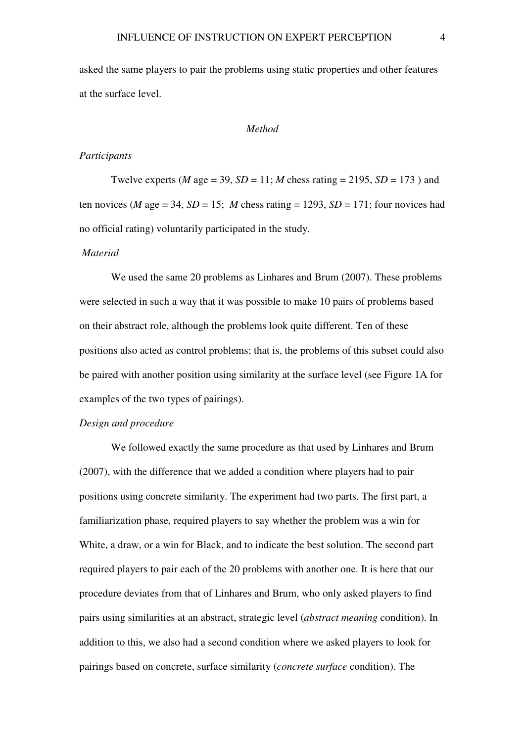asked the same players to pair the problems using static properties and other features at the surface level.

## *Method*

### *Participants*

Twelve experts (*M* age = 39, *SD* = 11; *M* chess rating = 2195, *SD* = 173 ) and ten novices (*M* age = 34, *SD* = 15; *M* chess rating = 1293, *SD* = 171; four novices had no official rating) voluntarily participated in the study.

### *Material*

We used the same 20 problems as Linhares and Brum (2007). These problems were selected in such a way that it was possible to make 10 pairs of problems based on their abstract role, although the problems look quite different. Ten of these positions also acted as control problems; that is, the problems of this subset could also be paired with another position using similarity at the surface level (see Figure 1A for examples of the two types of pairings).

### *Design and procedure*

We followed exactly the same procedure as that used by Linhares and Brum (2007), with the difference that we added a condition where players had to pair positions using concrete similarity. The experiment had two parts. The first part, a familiarization phase, required players to say whether the problem was a win for White, a draw, or a win for Black, and to indicate the best solution. The second part required players to pair each of the 20 problems with another one. It is here that our procedure deviates from that of Linhares and Brum, who only asked players to find pairs using similarities at an abstract, strategic level (*abstract meaning* condition). In addition to this, we also had a second condition where we asked players to look for pairings based on concrete, surface similarity (*concrete surface* condition). The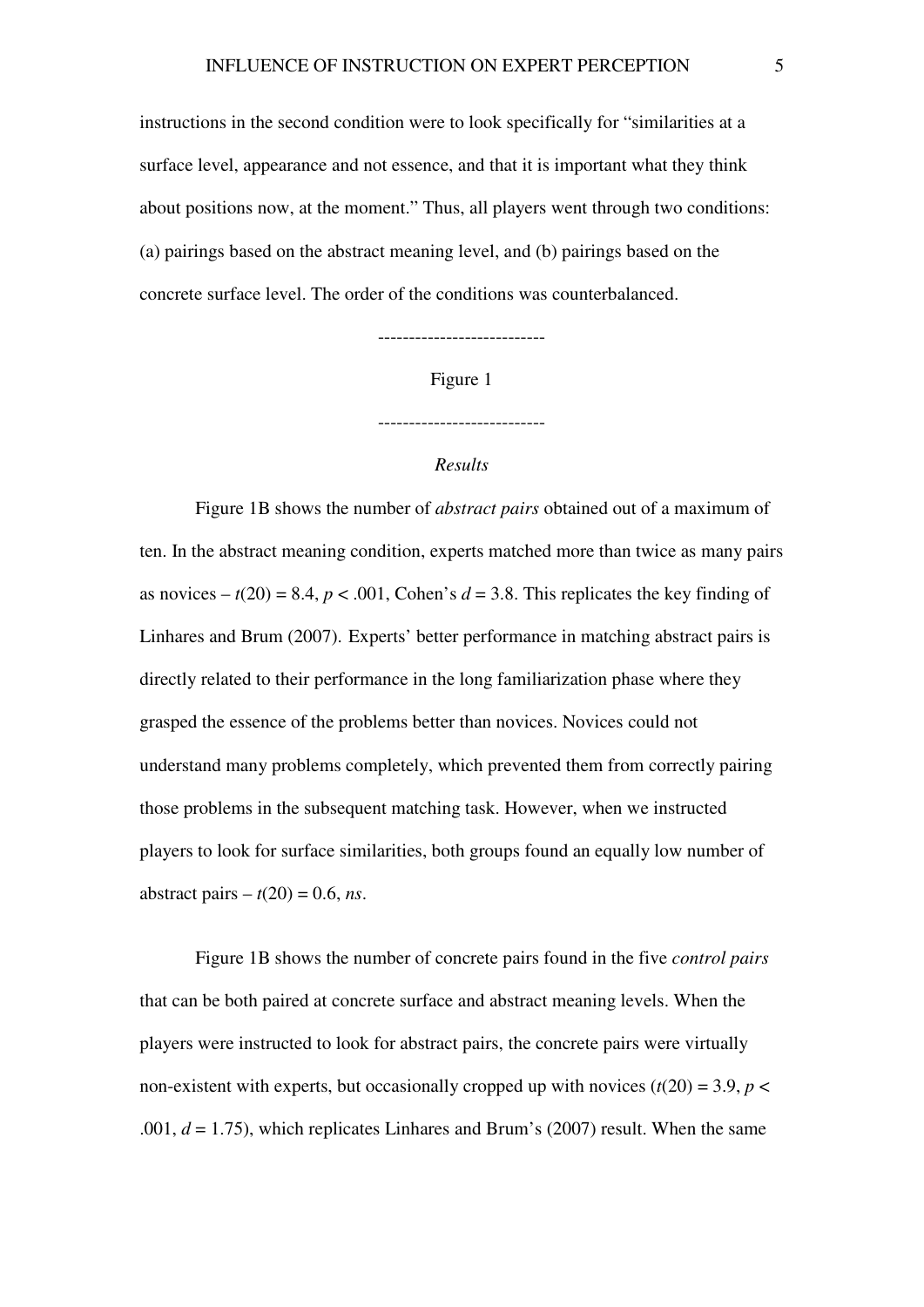instructions in the second condition were to look specifically for "similarities at a surface level, appearance and not essence, and that it is important what they think about positions now, at the moment." Thus, all players went through two conditions: (a) pairings based on the abstract meaning level, and (b) pairings based on the concrete surface level. The order of the conditions was counterbalanced.

---------------------------

Figure 1

---------------------------

*Results*

Figure 1B shows the number of *abstract pairs* obtained out of a maximum of ten. In the abstract meaning condition, experts matched more than twice as many pairs as novices – $t(20) = 8.4$, $p < .001$, Cohen's $d = 3.8$. This replicates the key finding of Linhares and Brum (2007). Experts' better performance in matching abstract pairs is directly related to their performance in the long familiarization phase where they grasped the essence of the problems better than novices. Novices could not understand many problems completely, which prevented them from correctly pairing those problems in the subsequent matching task. However, when we instructed players to look for surface similarities, both groups found an equally low number of abstract pairs – $t(20) = 0.6$, *ns*.

Figure 1B shows the number of concrete pairs found in the five *control pairs* that can be both paired at concrete surface and abstract meaning levels. When the players were instructed to look for abstract pairs, the concrete pairs were virtually non-existent with experts, but occasionally cropped up with novices ($t(20) = 3.9$, $p < .001$, $d = 1.75$), which replicates Linhares and Brum's (2007) result. When the same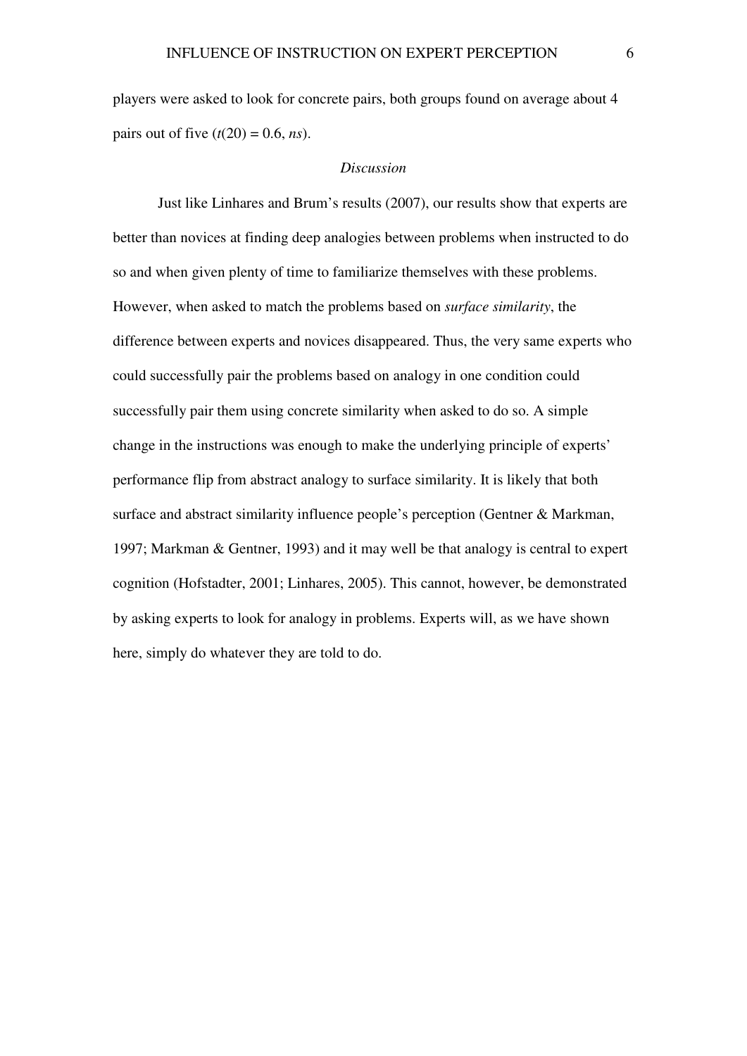players were asked to look for concrete pairs, both groups found on average about 4 pairs out of five ($t(20) = 0.6$, *ns*).

### *Discussion*

Just like Linhares and Brum's results (2007), our results show that experts are better than novices at finding deep analogies between problems when instructed to do so and when given plenty of time to familiarize themselves with these problems. However, when asked to match the problems based on *surface similarity*, the difference between experts and novices disappeared. Thus, the very same experts who could successfully pair the problems based on analogy in one condition could successfully pair them using concrete similarity when asked to do so. A simple change in the instructions was enough to make the underlying principle of experts' performance flip from abstract analogy to surface similarity. It is likely that both surface and abstract similarity influence people's perception (Gentner & Markman, 1997; Markman & Gentner, 1993) and it may well be that analogy is central to expert cognition (Hofstadter, 2001; Linhares, 2005). This cannot, however, be demonstrated by asking experts to look for analogy in problems. Experts will, as we have shown here, simply do whatever they are told to do.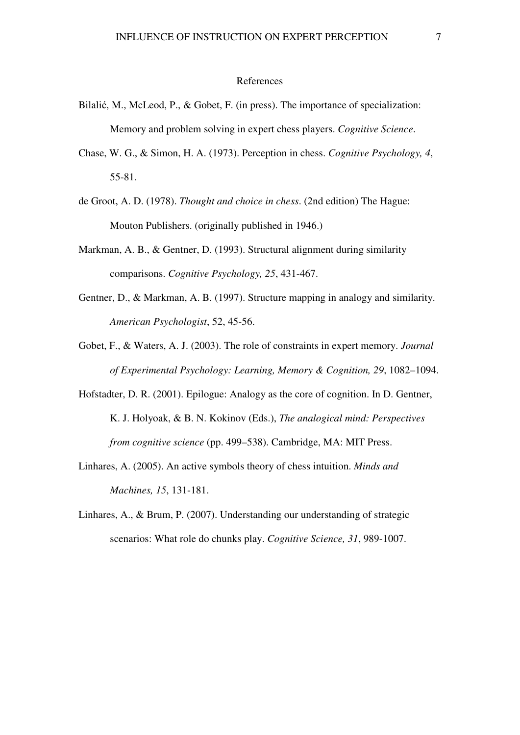## References

Bilalić, M., McLeod, P., & Gobet, F. (in press). The importance of specialization: Memory and problem solving in expert chess players. *Cognitive Science*.

Chase, W. G., & Simon, H. A. (1973). Perception in chess. *Cognitive Psychology, 4*, 55-81.

de Groot, A. D. (1978). *Thought and choice in chess*. (2nd edition) The Hague: Mouton Publishers. (originally published in 1946.)

Markman, A. B., & Gentner, D. (1993). Structural alignment during similarity comparisons. *Cognitive Psychology, 25*, 431-467.

Gentner, D., & Markman, A. B. (1997). Structure mapping in analogy and similarity. *American Psychologist*, 52, 45-56.

Gobet, F., & Waters, A. J. (2003). The role of constraints in expert memory. *Journal of Experimental Psychology: Learning, Memory & Cognition, 29*, 1082–1094.

Hofstadter, D. R. (2001). Epilogue: Analogy as the core of cognition. In D. Gentner, K. J. Holyoak, & B. N. Kokinov (Eds.), *The analogical mind: Perspectives from cognitive science* (pp. 499–538). Cambridge, MA: MIT Press.

Linhares, A. (2005). An active symbols theory of chess intuition. *Minds and Machines, 15*, 131-181.

Linhares, A., & Brum, P. (2007). Understanding our understanding of strategic scenarios: What role do chunks play. *Cognitive Science, 31*, 989-1007.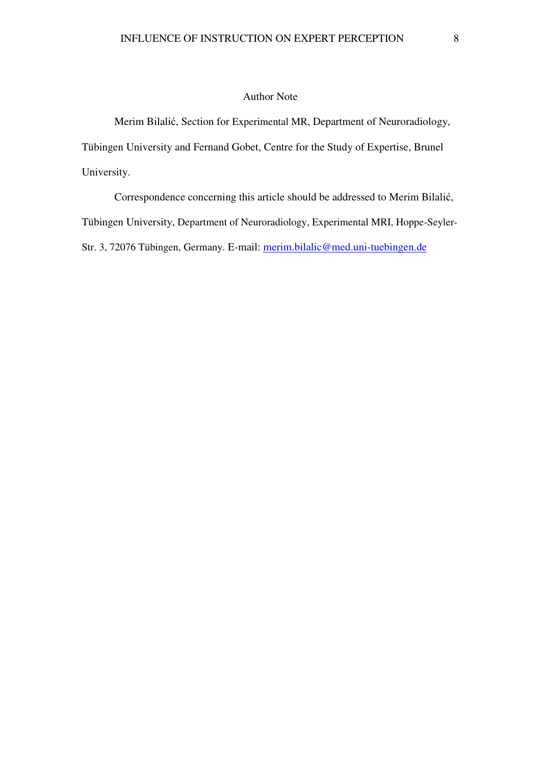# Author Note

Merim Bilalić, Section for Experimental MR, Department of Neuroradiology, Tübingen University and Fernand Gobet, Centre for the Study of Expertise, Brunel University.

Correspondence concerning this article should be addressed to Merim Bilalić, Tübingen University, Department of Neuroradiology, Experimental MRI, Hoppe-Seyler-Str. 3, 72076 Tübingen, Germany. E-mail: merim.bilalic@med.uni-tuebingen.de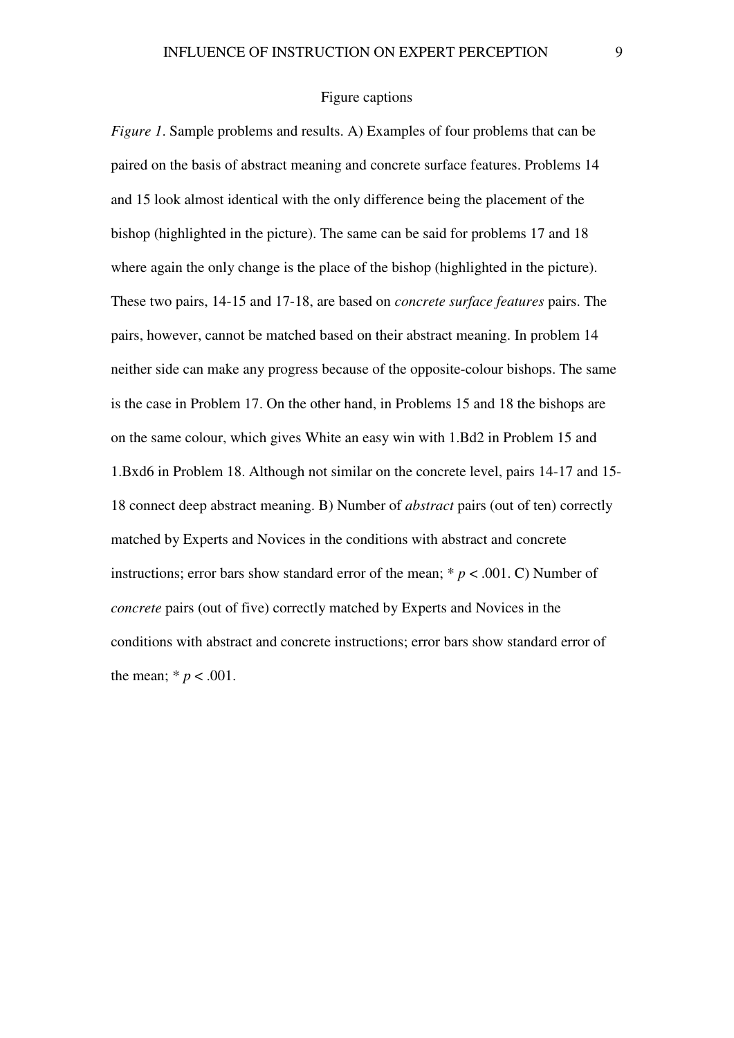## Figure captions

*Figure 1*. Sample problems and results. A) Examples of four problems that can be paired on the basis of abstract meaning and concrete surface features. Problems 14 and 15 look almost identical with the only difference being the placement of the bishop (highlighted in the picture). The same can be said for problems 17 and 18 where again the only change is the place of the bishop (highlighted in the picture). These two pairs, 14-15 and 17-18, are based on *concrete surface features* pairs. The pairs, however, cannot be matched based on their abstract meaning. In problem 14 neither side can make any progress because of the opposite-colour bishops. The same is the case in Problem 17. On the other hand, in Problems 15 and 18 the bishops are on the same colour, which gives White an easy win with 1.Bd2 in Problem 15 and 1.Bxd6 in Problem 18. Although not similar on the concrete level, pairs 14-17 and 15-18 connect deep abstract meaning. B) Number of *abstract* pairs (out of ten) correctly matched by Experts and Novices in the conditions with abstract and concrete instructions; error bars show standard error of the mean; * $p < .001$. C) Number of *concrete* pairs (out of five) correctly matched by Experts and Novices in the conditions with abstract and concrete instructions; error bars show standard error of the mean; * $p < .001$.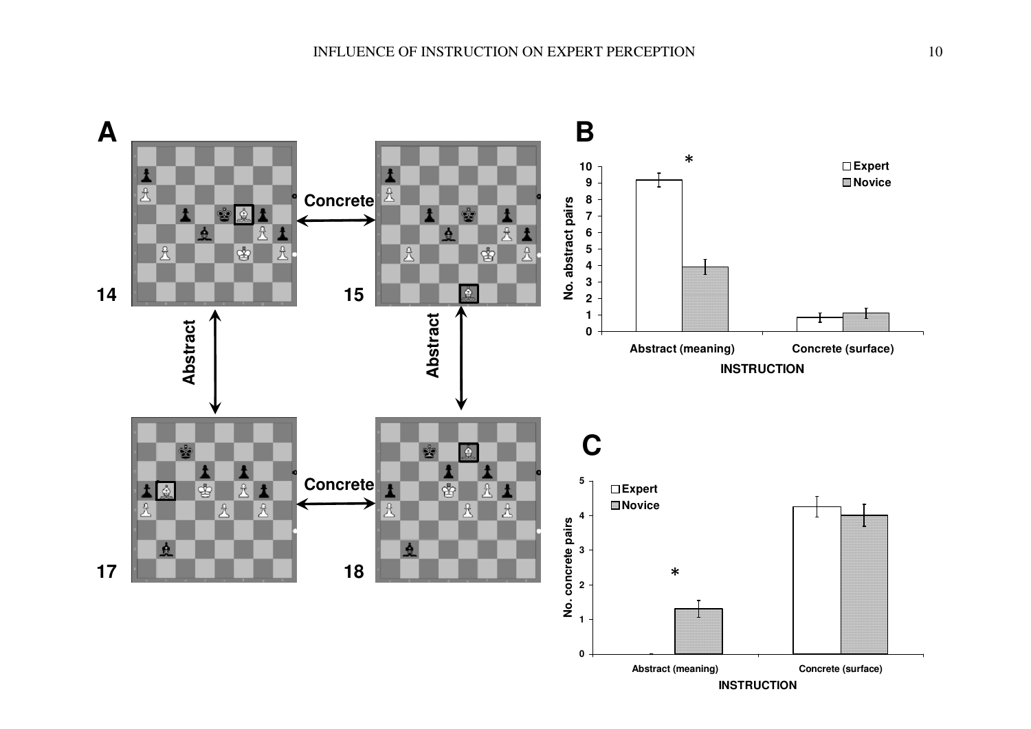A

14

15

17

18

Concrete

Concrete

Abstract

Abstract

B

No. abstract pairs

10
9
8
7
6
5
4
3
2
1
0

*

Expert
Novice

Abstract (meaning)

Concrete (surface)

INSTRUCTION

C

No. concrete pairs

5
4
3
2
1
0

Expert
Novice

*

Abstract (meaning)

Concrete (surface)

INSTRUCTION